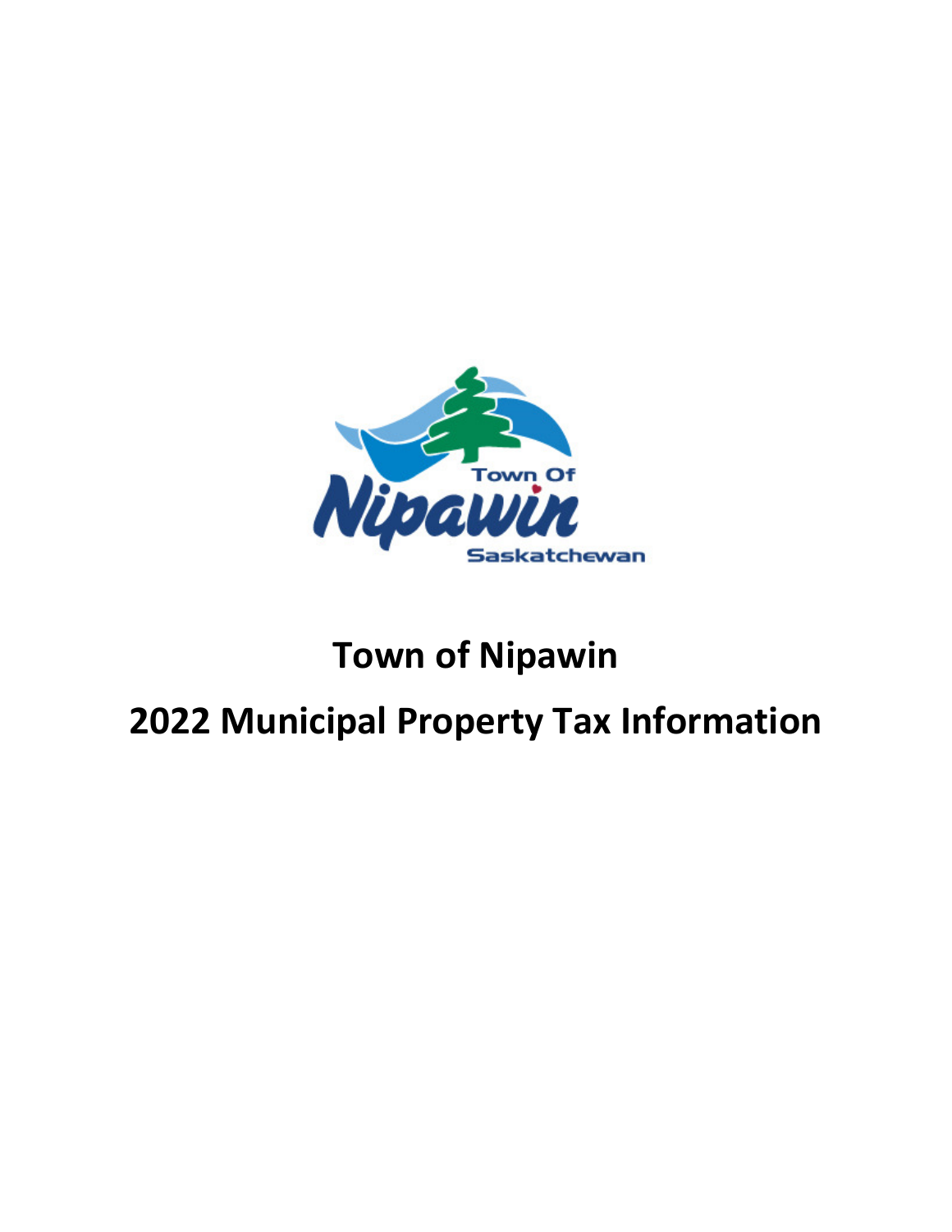# Town of Nipawin

## 2022 Municipal Property Tax Information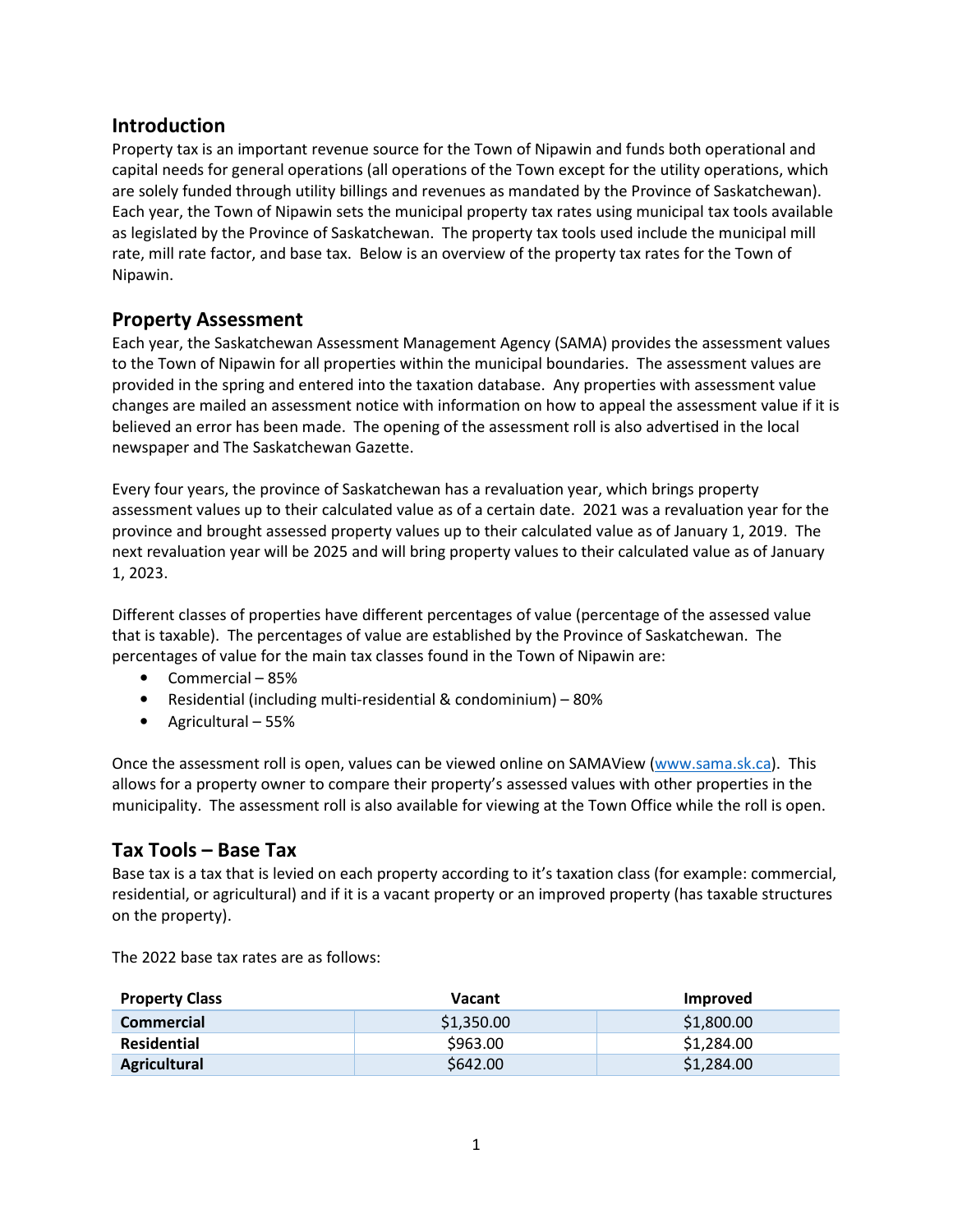## Introduction

Property tax is an important revenue source for the Town of Nipawin and funds both operational and capital needs for general operations (all operations of the Town except for the utility operations, which are solely funded through utility billings and revenues as mandated by the Province of Saskatchewan). Each year, the Town of Nipawin sets the municipal property tax rates using municipal tax tools available as legislated by the Province of Saskatchewan. The property tax tools used include the municipal mill rate, mill rate factor, and base tax. Below is an overview of the property tax rates for the Town of Nipawin.

## Property Assessment

Each year, the Saskatchewan Assessment Management Agency (SAMA) provides the assessment values to the Town of Nipawin for all properties within the municipal boundaries. The assessment values are provided in the spring and entered into the taxation database. Any properties with assessment value changes are mailed an assessment notice with information on how to appeal the assessment value if it is believed an error has been made. The opening of the assessment roll is also advertised in the local newspaper and The Saskatchewan Gazette.

Every four years, the province of Saskatchewan has a revaluation year, which brings property assessment values up to their calculated value as of a certain date. 2021 was a revaluation year for the province and brought assessed property values up to their calculated value as of January 1, 2019. The next revaluation year will be 2025 and will bring property values to their calculated value as of January 1, 2023.

Different classes of properties have different percentages of value (percentage of the assessed value that is taxable). The percentages of value are established by the Province of Saskatchewan. The percentages of value for the main tax classes found in the Town of Nipawin are:

- Commercial – 85%
- Residential (including multi-residential & condominium) – 80%
- Agricultural – 55%

Once the assessment roll is open, values can be viewed online on SAMAView (www.sama.sk.ca). This allows for a property owner to compare their property's assessed values with other properties in the municipality. The assessment roll is also available for viewing at the Town Office while the roll is open.

## Tax Tools – Base Tax

Base tax is a tax that is levied on each property according to it's taxation class (for example: commercial, residential, or agricultural) and if it is a vacant property or an improved property (has taxable structures on the property).

The 2022 base tax rates are as follows:

| Property Class | Vacant | Improved |
|---|---|---|
| **Commercial** | $1,350.00 | $1,800.00 |
| **Residential** | $963.00 | $1,284.00 |
| **Agricultural** | $642.00 | $1,284.00 |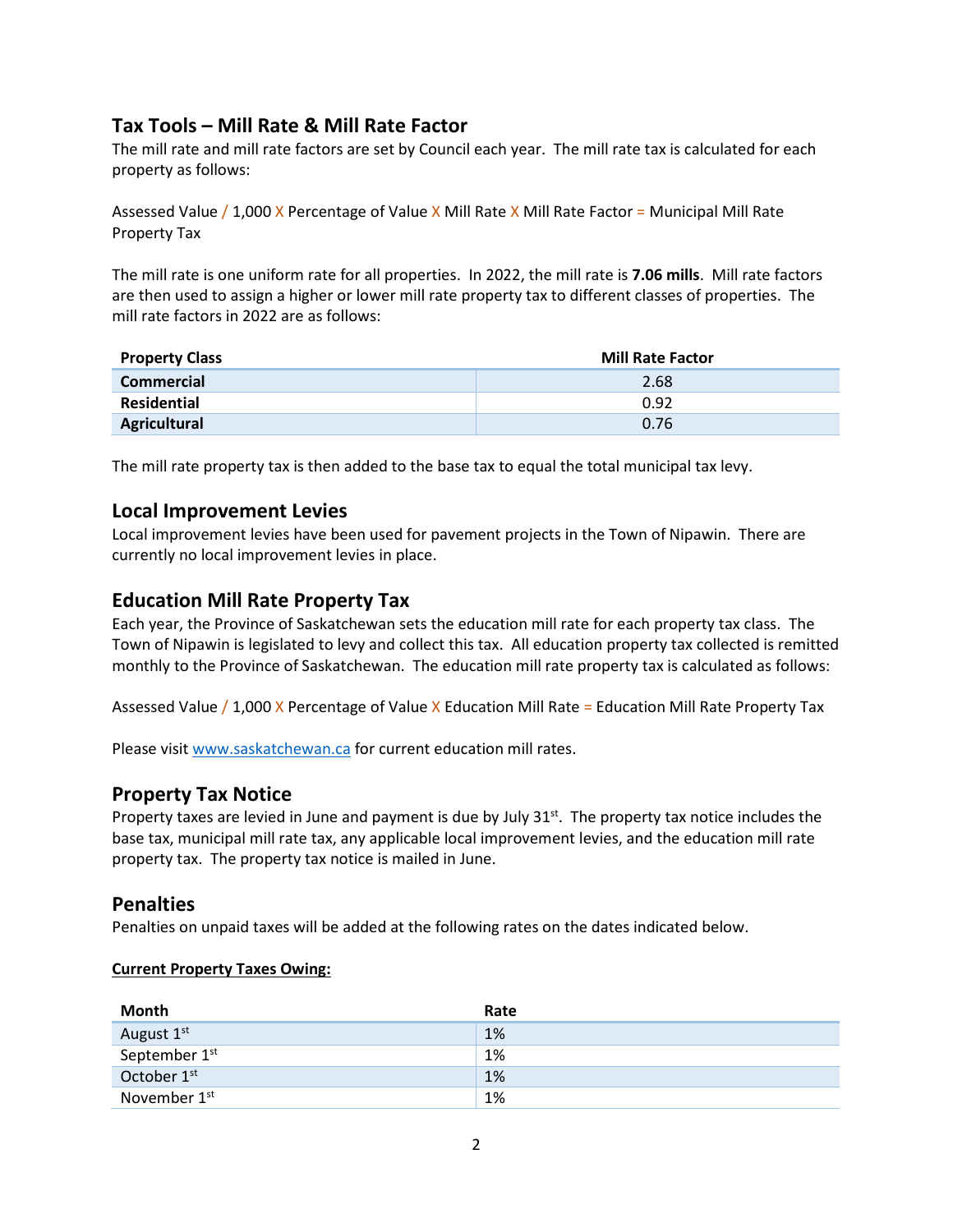## Tax Tools – Mill Rate & Mill Rate Factor

The mill rate and mill rate factors are set by Council each year. The mill rate tax is calculated for each property as follows:

Assessed Value / 1,000 X Percentage of Value X Mill Rate X Mill Rate Factor = Municipal Mill Rate Property Tax

The mill rate is one uniform rate for all properties. In 2022, the mill rate is **7.06 mills**. Mill rate factors are then used to assign a higher or lower mill rate property tax to different classes of properties. The mill rate factors in 2022 are as follows:

| Property Class | Mill Rate Factor |
|---|---|
| **Commercial** | 2.68 |
| **Residential** | 0.92 |
| **Agricultural** | 0.76 |

The mill rate property tax is then added to the base tax to equal the total municipal tax levy.

## Local Improvement Levies

Local improvement levies have been used for pavement projects in the Town of Nipawin. There are currently no local improvement levies in place.

## Education Mill Rate Property Tax

Each year, the Province of Saskatchewan sets the education mill rate for each property tax class. The Town of Nipawin is legislated to levy and collect this tax. All education property tax collected is remitted monthly to the Province of Saskatchewan. The education mill rate property tax is calculated as follows:

Assessed Value / 1,000 X Percentage of Value X Education Mill Rate = Education Mill Rate Property Tax

Please visit www.saskatchewan.ca for current education mill rates.

## Property Tax Notice

Property taxes are levied in June and payment is due by July 31st. The property tax notice includes the base tax, municipal mill rate tax, any applicable local improvement levies, and the education mill rate property tax. The property tax notice is mailed in June.

## Penalties

Penalties on unpaid taxes will be added at the following rates on the dates indicated below.

**Current Property Taxes Owing:**

| Month | Rate |
|---|---|
| August 1st | 1% |
| September 1st | 1% |
| October 1st | 1% |
| November 1st | 1% |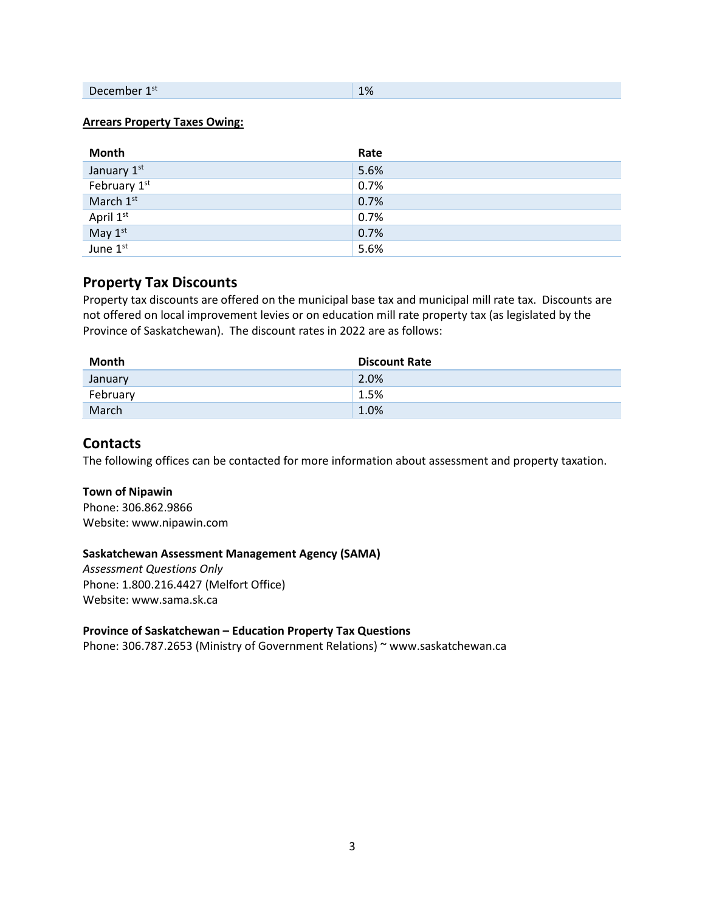| | |
|---|---|
| December 1st | 1% |

**Arrears Property Taxes Owing:**

| Month | Rate |
|---|---|
| January 1st | 5.6% |
| February 1st | 0.7% |
| March 1st | 0.7% |
| April 1st | 0.7% |
| May 1st | 0.7% |
| June 1st | 5.6% |

## Property Tax Discounts

Property tax discounts are offered on the municipal base tax and municipal mill rate tax. Discounts are not offered on local improvement levies or on education mill rate property tax (as legislated by the Province of Saskatchewan). The discount rates in 2022 are as follows:

| Month | Discount Rate |
|---|---|
| January | 2.0% |
| February | 1.5% |
| March | 1.0% |

## Contacts

The following offices can be contacted for more information about assessment and property taxation.

**Town of Nipawin**
Phone: 306.862.9866
Website: www.nipawin.com

**Saskatchewan Assessment Management Agency (SAMA)**
*Assessment Questions Only*
Phone: 1.800.216.4427 (Melfort Office)
Website: www.sama.sk.ca

**Province of Saskatchewan – Education Property Tax Questions**
Phone: 306.787.2653 (Ministry of Government Relations) ~ www.saskatchewan.ca